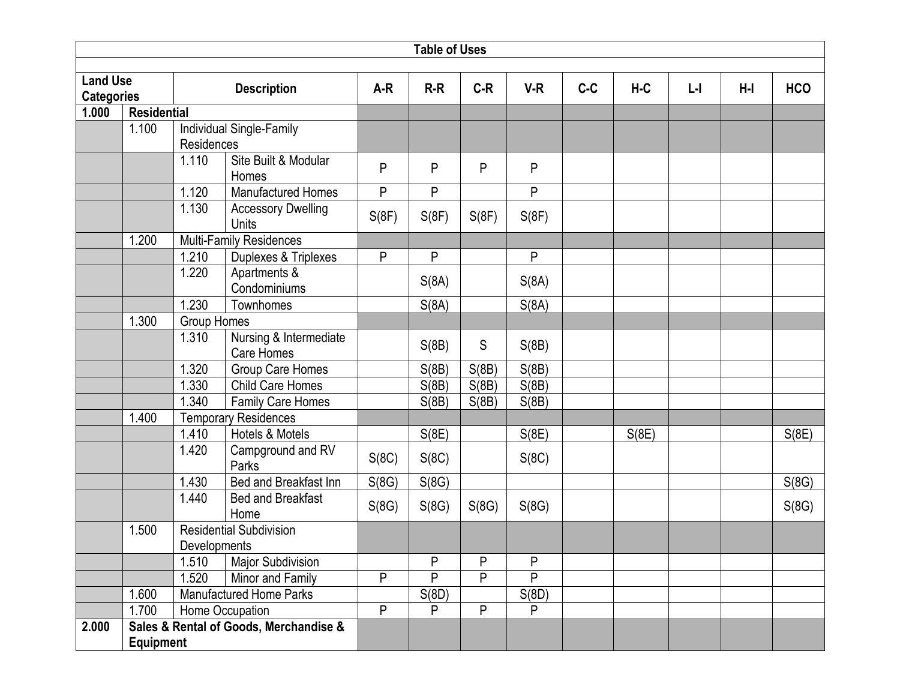| Land Use Categories | | | Description | A-R | R-R | C-R | V-R | C-C | H-C | L-I | H-I | HCO |
|---|---|---|---|---|---|---|---|---|---|---|---|---|
| **Table of Uses** | | | | | | | | | | | | |
| **1.000** | **Residential** | | | | | | | | | | | |
| | 1.100 | Individual Single-Family Residences | | | | | | | | | | |
| | | 1.110 | Site Built & Modular Homes | P | P | P | P | | | | | |
| | | 1.120 | Manufactured Homes | P | P | | P | | | | | |
| | | 1.130 | Accessory Dwelling Units | S(8F) | S(8F) | S(8F) | S(8F) | | | | | |
| | 1.200 | Multi-Family Residences | | | | | | | | | | |
| | | 1.210 | Duplexes & Triplexes | P | P | | P | | | | | |
| | | 1.220 | Apartments & Condominiums | | S(8A) | | S(8A) | | | | | |
| | | 1.230 | Townhomes | | S(8A) | | S(8A) | | | | | |
| | 1.300 | Group Homes | | | | | | | | | | |
| | | 1.310 | Nursing & Intermediate Care Homes | | S(8B) | S | S(8B) | | | | | |
| | | 1.320 | Group Care Homes | | S(8B) | S(8B) | S(8B) | | | | | |
| | | 1.330 | Child Care Homes | | S(8B) | S(8B) | S(8B) | | | | | |
| | | 1.340 | Family Care Homes | | S(8B) | S(8B) | S(8B) | | | | | |
| | 1.400 | Temporary Residences | | | | | | | | | | |
| | | 1.410 | Hotels & Motels | | S(8E) | | S(8E) | | S(8E) | | | S(8E) |
| | | 1.420 | Campground and RV Parks | S(8C) | S(8C) | | S(8C) | | | | | |
| | | 1.430 | Bed and Breakfast Inn | S(8G) | S(8G) | | | | | | | S(8G) |
| | | 1.440 | Bed and Breakfast Home | S(8G) | S(8G) | S(8G) | S(8G) | | | | | S(8G) |
| | 1.500 | Residential Subdivision Developments | | | | | | | | | | |
| | | 1.510 | Major Subdivision | | P | P | P | | | | | |
| | | 1.520 | Minor and Family | P | P | P | P | | | | | |
| | 1.600 | Manufactured Home Parks | | | S(8D) | | S(8D) | | | | | |
| | 1.700 | Home Occupation | | P | P | P | P | | | | | |
| **2.000** | **Sales & Rental of Goods, Merchandise & Equipment** | | | | | | | | | | | |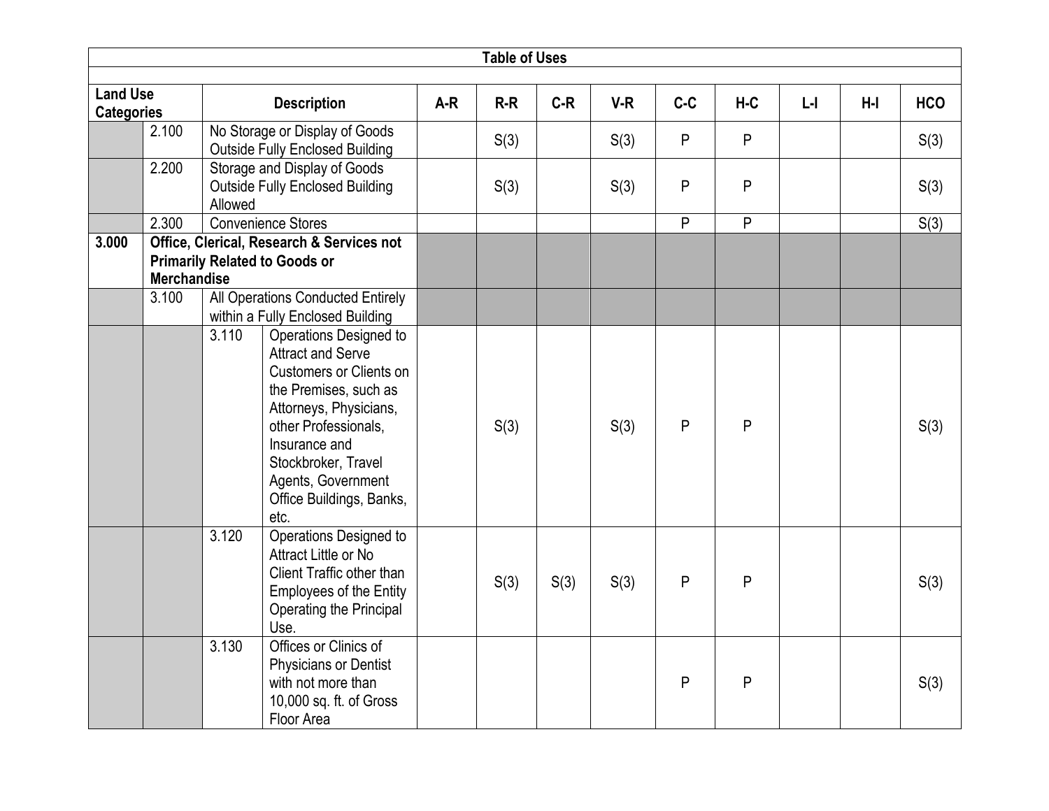| Table of Uses | | | | | | | | | | | | | |
|---|---|---|---|---|---|---|---|---|---|---|---|---|---|
| **Land Use Categories** | | | **Description** | **A-R** | **R-R** | **C-R** | **V-R** | **C-C** | **H-C** | **L-I** | **H-I** | **HCO** |
| | 2.100 | No Storage or Display of Goods Outside Fully Enclosed Building | | | S(3) | | S(3) | P | P | | | S(3) |
| | 2.200 | Storage and Display of Goods Outside Fully Enclosed Building Allowed | | | S(3) | | S(3) | P | P | | | S(3) |
| | 2.300 | Convenience Stores | | | | | | P | P | | | S(3) |
| **3.000** | **Office, Clerical, Research & Services not Primarily Related to Goods or Merchandise** | | | | | | | | | | | |
| | 3.100 | All Operations Conducted Entirely within a Fully Enclosed Building | | | | | | | | | | |
| | | 3.110 | Operations Designed to Attract and Serve Customers or Clients on the Premises, such as Attorneys, Physicians, other Professionals, Insurance and Stockbroker, Travel Agents, Government Office Buildings, Banks, etc. | | S(3) | | S(3) | P | P | | | S(3) |
| | | 3.120 | Operations Designed to Attract Little or No Client Traffic other than Employees of the Entity Operating the Principal Use. | | S(3) | S(3) | S(3) | P | P | | | S(3) |
| | | 3.130 | Offices or Clinics of Physicians or Dentist with not more than 10,000 sq. ft. of Gross Floor Area | | | | | P | P | | | S(3) |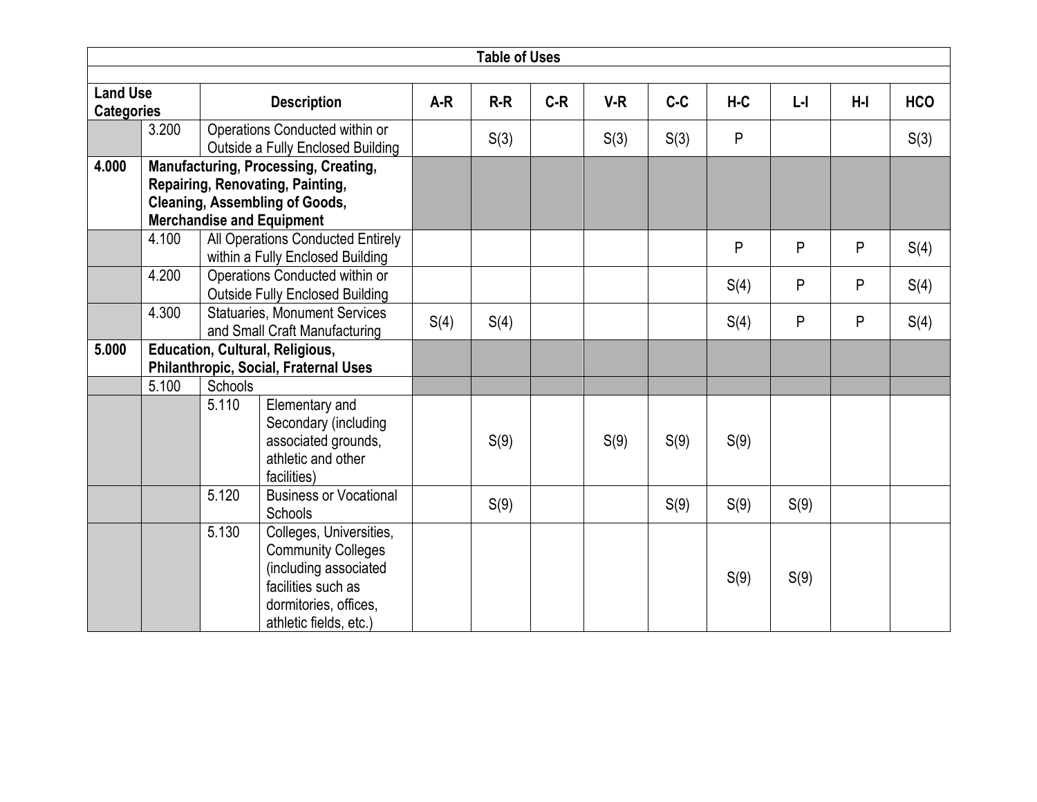| Land Use Categories | | Description | | A-R | R-R | C-R | V-R | C-C | H-C | L-I | H-I | HCO |
|---|---|---|---|---|---|---|---|---|---|---|---|---|
| | 3.200 | Operations Conducted within or Outside a Fully Enclosed Building | | | S(3) | | S(3) | S(3) | P | | | S(3) |
| **4.000** | **Manufacturing, Processing, Creating, Repairing, Renovating, Painting, Cleaning, Assembling of Goods, Merchandise and Equipment** | | | | | | | | | | | |
| | 4.100 | All Operations Conducted Entirely within a Fully Enclosed Building | | | | | | | P | P | P | S(4) |
| | 4.200 | Operations Conducted within or Outside Fully Enclosed Building | | | | | | | S(4) | P | P | S(4) |
| | 4.300 | Statuaries, Monument Services and Small Craft Manufacturing | | S(4) | S(4) | | | | S(4) | P | P | S(4) |
| **5.000** | **Education, Cultural, Religious, Philanthropic, Social, Fraternal Uses** | | | | | | | | | | | |
| | 5.100 | Schools | | | | | | | | | | |
| | | 5.110 | Elementary and Secondary (including associated grounds, athletic and other facilities) | | S(9) | | S(9) | S(9) | S(9) | | | |
| | | 5.120 | Business or Vocational Schools | | S(9) | | | S(9) | S(9) | S(9) | | |
| | | 5.130 | Colleges, Universities, Community Colleges (including associated facilities such as dormitories, offices, athletic fields, etc.) | | | | | | S(9) | S(9) | | |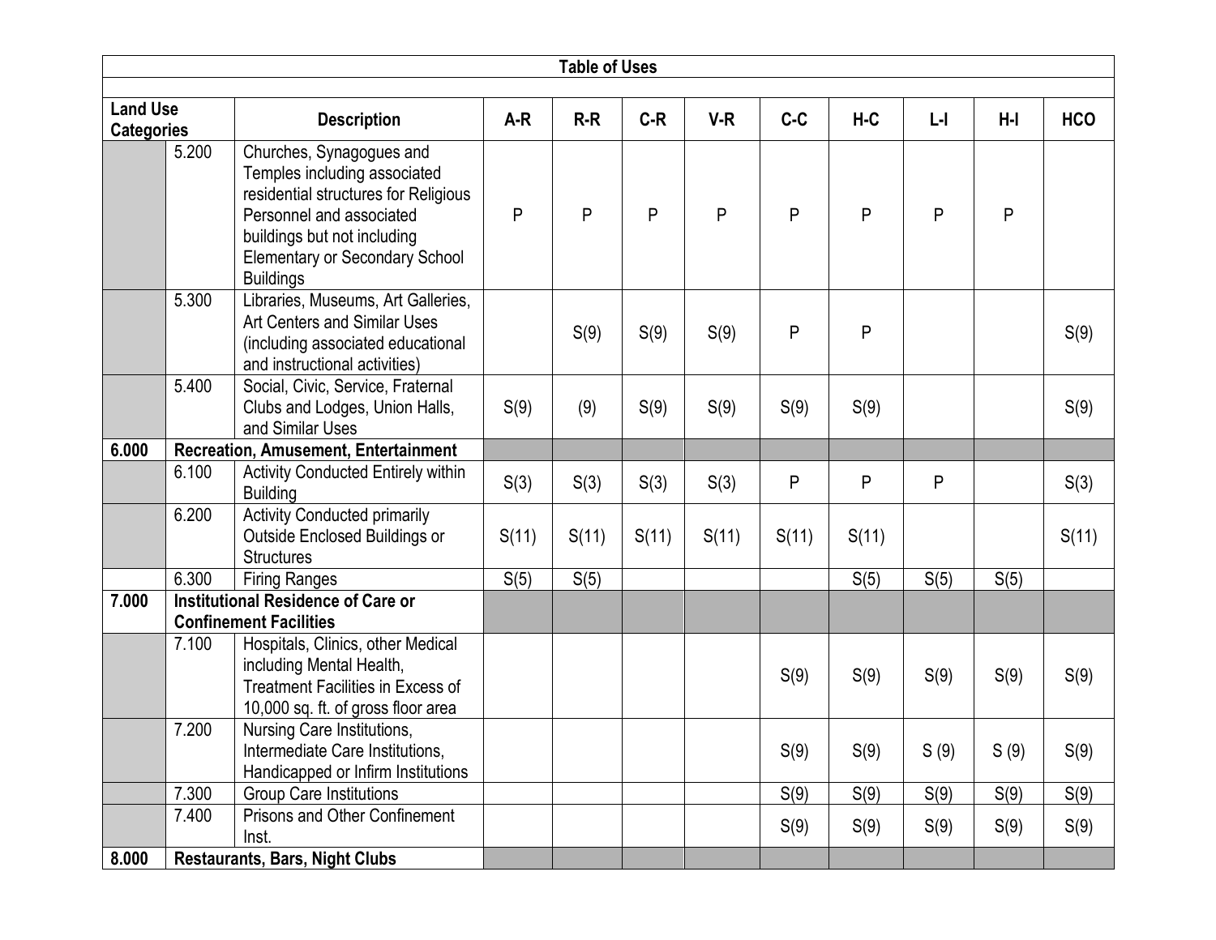| Table of Uses | | | | | | | | | | | |
|---|---|---|---|---|---|---|---|---|---|---|---|
| **Land Use Categories** | | **Description** | **A-R** | **R-R** | **C-R** | **V-R** | **C-C** | **H-C** | **L-I** | **H-I** | **HCO** |
| | 5.200 | Churches, Synagogues and Temples including associated residential structures for Religious Personnel and associated buildings but not including Elementary or Secondary School Buildings | P | P | P | P | P | P | P | P | |
| | 5.300 | Libraries, Museums, Art Galleries, Art Centers and Similar Uses (including associated educational and instructional activities) | | S(9) | S(9) | S(9) | P | P | | | S(9) |
| | 5.400 | Social, Civic, Service, Fraternal Clubs and Lodges, Union Halls, and Similar Uses | S(9) | (9) | S(9) | S(9) | S(9) | S(9) | | | S(9) |
| **6.000** | **Recreation, Amusement, Entertainment** | | | | | | | | | | |
| | 6.100 | Activity Conducted Entirely within Building | S(3) | S(3) | S(3) | S(3) | P | P | P | | S(3) |
| | 6.200 | Activity Conducted primarily Outside Enclosed Buildings or Structures | S(11) | S(11) | S(11) | S(11) | S(11) | S(11) | | | S(11) |
| | 6.300 | Firing Ranges | S(5) | S(5) | | | | S(5) | S(5) | S(5) | |
| **7.000** | **Institutional Residence of Care or Confinement Facilities** | | | | | | | | | | |
| | 7.100 | Hospitals, Clinics, other Medical including Mental Health, Treatment Facilities in Excess of 10,000 sq. ft. of gross floor area | | | | | S(9) | S(9) | S(9) | S(9) | S(9) |
| | 7.200 | Nursing Care Institutions, Intermediate Care Institutions, Handicapped or Infirm Institutions | | | | | S(9) | S(9) | S (9) | S (9) | S(9) |
| | 7.300 | Group Care Institutions | | | | | S(9) | S(9) | S(9) | S(9) | S(9) |
| | 7.400 | Prisons and Other Confinement Inst. | | | | | S(9) | S(9) | S(9) | S(9) | S(9) |
| **8.000** | **Restaurants, Bars, Night Clubs** | | | | | | | | | | |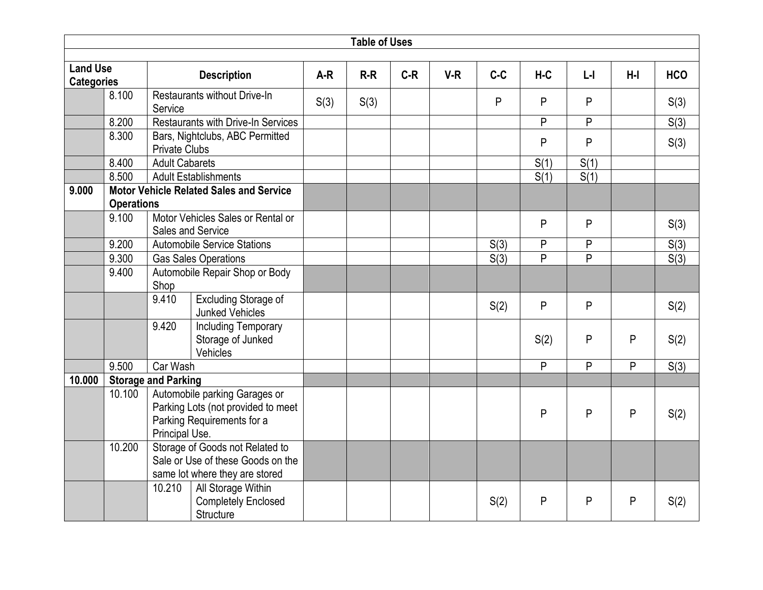| Table of Uses | | | | | | | | | | | | |
|---|---|---|---|---|---|---|---|---|---|---|---|---|
| **Land Use Categories** | | **Description** | | **A-R** | **R-R** | **C-R** | **V-R** | **C-C** | **H-C** | **L-I** | **H-I** | **HCO** |
| | 8.100 | Restaurants without Drive-In Service | | S(3) | S(3) | | | P | P | P | | S(3) |
| | 8.200 | Restaurants with Drive-In Services | | | | | | | P | P | | S(3) |
| | 8.300 | Bars, Nightclubs, ABC Permitted Private Clubs | | | | | | | P | P | | S(3) |
| | 8.400 | Adult Cabarets | | | | | | | S(1) | S(1) | | |
| | 8.500 | Adult Establishments | | | | | | | S(1) | S(1) | | |
| **9.000** | **Motor Vehicle Related Sales and Service Operations** | | | | | | | | | | | |
| | 9.100 | Motor Vehicles Sales or Rental or Sales and Service | | | | | | | P | P | | S(3) |
| | 9.200 | Automobile Service Stations | | | | | | S(3) | P | P | | S(3) |
| | 9.300 | Gas Sales Operations | | | | | | S(3) | P | P | | S(3) |
| | 9.400 | Automobile Repair Shop or Body Shop | | | | | | | | | | |
| | | 9.410 | Excluding Storage of Junked Vehicles | | | | | S(2) | P | P | | S(2) |
| | | 9.420 | Including Temporary Storage of Junked Vehicles | | | | | | S(2) | P | P | S(2) |
| | 9.500 | Car Wash | | | | | | | P | P | P | S(3) |
| **10.000** | **Storage and Parking** | | | | | | | | | | | |
| | 10.100 | Automobile parking Garages or Parking Lots (not provided to meet Parking Requirements for a Principal Use. | | | | | | | P | P | P | S(2) |
| | 10.200 | Storage of Goods not Related to Sale or Use of these Goods on the same lot where they are stored | | | | | | | | | | |
| | | 10.210 | All Storage Within Completely Enclosed Structure | | | | | S(2) | P | P | P | S(2) |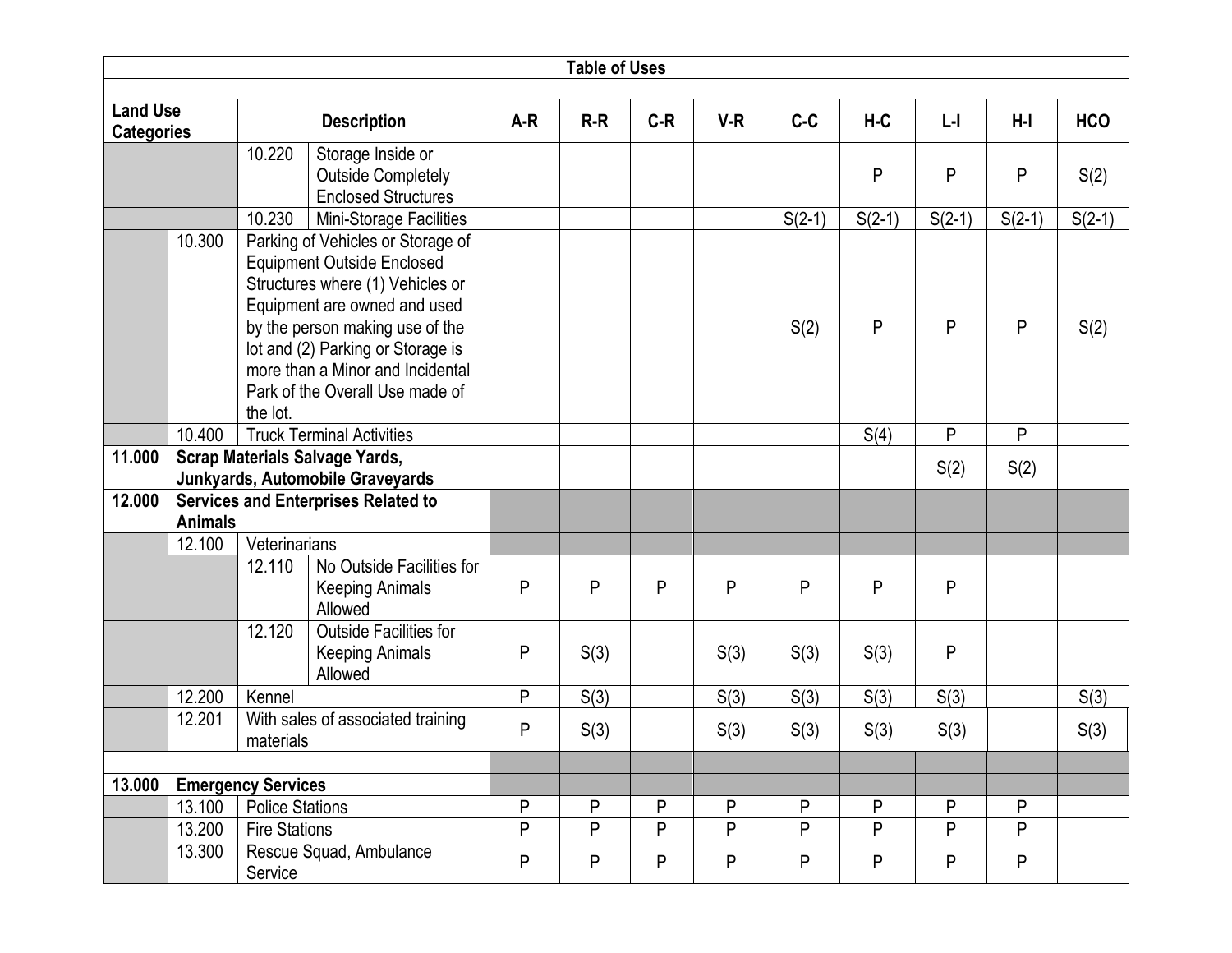| Table of Uses | | | | | | | | | | | | |
|---|---|---|---|---|---|---|---|---|---|---|---|---|
| **Land Use Categories** | | **Description** | | **A-R** | **R-R** | **C-R** | **V-R** | **C-C** | **H-C** | **L-I** | **H-I** | **HCO** |
| | | 10.220 | Storage Inside or Outside Completely Enclosed Structures | | | | | | P | P | P | S(2) |
| | | 10.230 | Mini-Storage Facilities | | | | | S(2-1) | S(2-1) | S(2-1) | S(2-1) | S(2-1) |
| | 10.300 | Parking of Vehicles or Storage of Equipment Outside Enclosed Structures where (1) Vehicles or Equipment are owned and used by the person making use of the lot and (2) Parking or Storage is more than a Minor and Incidental Park of the Overall Use made of the lot. | | | | | | S(2) | P | P | P | S(2) |
| | 10.400 | Truck Terminal Activities | | | | | | | S(4) | P | P | |
| **11.000** | **Scrap Materials Salvage Yards, Junkyards, Automobile Graveyards** | | | | | | | | | S(2) | S(2) | |
| **12.000** | **Services and Enterprises Related to Animals** | | | | | | | | | | | |
| | 12.100 | Veterinarians | | | | | | | | | | |
| | | 12.110 | No Outside Facilities for Keeping Animals Allowed | P | P | P | P | P | P | P | | |
| | | 12.120 | Outside Facilities for Keeping Animals Allowed | P | S(3) | | S(3) | S(3) | S(3) | P | | |
| | 12.200 | Kennel | | P | S(3) | | S(3) | S(3) | S(3) | S(3) | | S(3) |
| | 12.201 | With sales of associated training materials | | P | S(3) | | S(3) | S(3) | S(3) | S(3) | | S(3) |
| | | | | | | | | | | | | |
| **13.000** | **Emergency Services** | | | | | | | | | | | |
| | 13.100 | Police Stations | | P | P | P | P | P | P | P | P | |
| | 13.200 | Fire Stations | | P | P | P | P | P | P | P | P | |
| | 13.300 | Rescue Squad, Ambulance Service | | P | P | P | P | P | P | P | P | |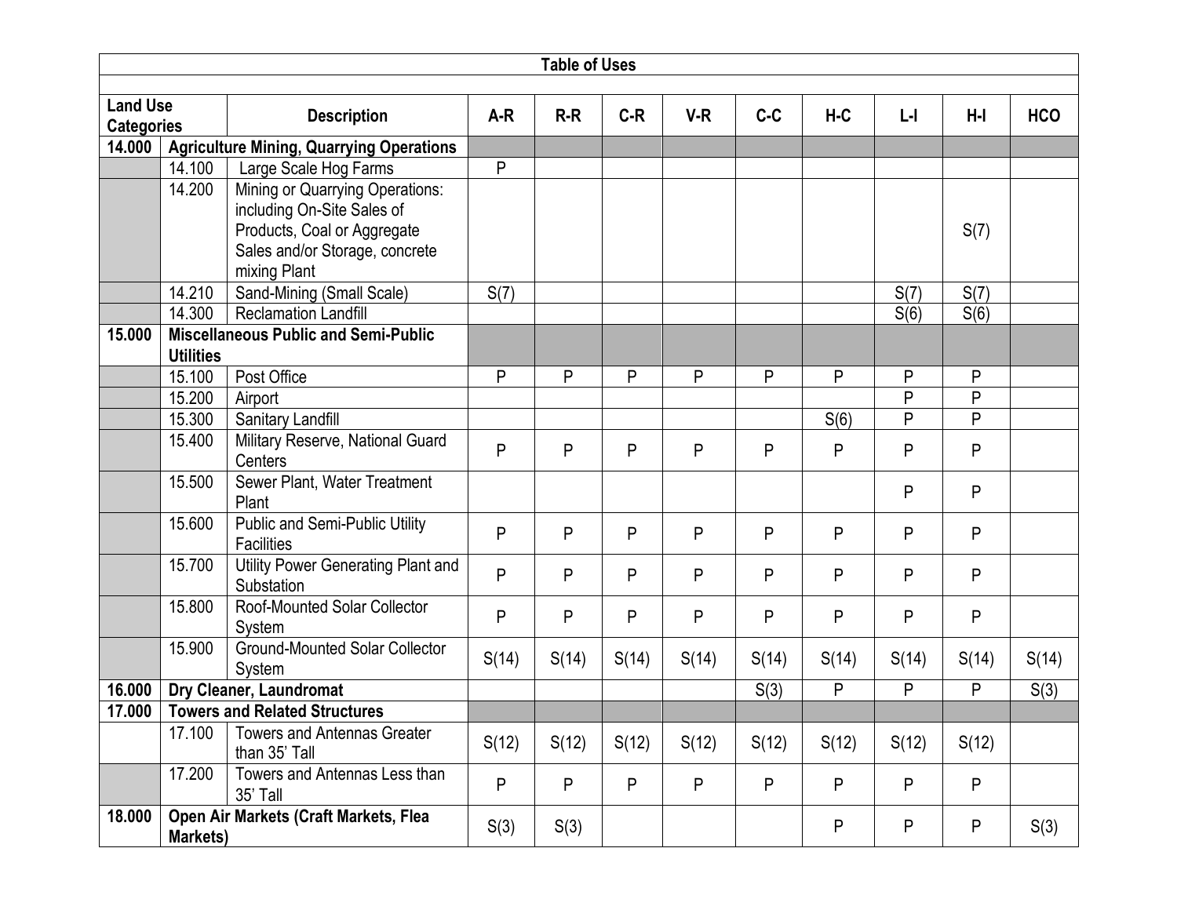| Land Use Categories | | Description | A-R | R-R | C-R | V-R | C-C | H-C | L-I | H-I | HCO |
|---|---|---|---|---|---|---|---|---|---|---|---|
| **Table of Uses** | | | | | | | | | | | |
| **14.000** | **Agriculture Mining, Quarrying Operations** | | | | | | | | | | |
| | 14.100 | Large Scale Hog Farms | P | | | | | | | | |
| | 14.200 | Mining or Quarrying Operations: including On-Site Sales of Products, Coal or Aggregate Sales and/or Storage, concrete mixing Plant | | | | | | | | S(7) | |
| | 14.210 | Sand-Mining (Small Scale) | S(7) | | | | | | S(7) | S(7) | |
| | 14.300 | Reclamation Landfill | | | | | | | S(6) | S(6) | |
| **15.000** | **Miscellaneous Public and Semi-Public Utilities** | | | | | | | | | | |
| | 15.100 | Post Office | P | P | P | P | P | P | P | P | |
| | 15.200 | Airport | | | | | | | P | P | |
| | 15.300 | Sanitary Landfill | | | | | | S(6) | P | P | |
| | 15.400 | Military Reserve, National Guard Centers | P | P | P | P | P | P | P | P | |
| | 15.500 | Sewer Plant, Water Treatment Plant | | | | | | | P | P | |
| | 15.600 | Public and Semi-Public Utility Facilities | P | P | P | P | P | P | P | P | |
| | 15.700 | Utility Power Generating Plant and Substation | P | P | P | P | P | P | P | P | |
| | 15.800 | Roof-Mounted Solar Collector System | P | P | P | P | P | P | P | P | |
| | 15.900 | Ground-Mounted Solar Collector System | S(14) | S(14) | S(14) | S(14) | S(14) | S(14) | S(14) | S(14) | S(14) |
| **16.000** | **Dry Cleaner, Laundromat** | | | | | | S(3) | P | P | P | S(3) |
| **17.000** | **Towers and Related Structures** | | | | | | | | | | |
| | 17.100 | Towers and Antennas Greater than 35' Tall | S(12) | S(12) | S(12) | S(12) | S(12) | S(12) | S(12) | S(12) | |
| | 17.200 | Towers and Antennas Less than 35' Tall | P | P | P | P | P | P | P | P | |
| **18.000** | **Open Air Markets (Craft Markets, Flea Markets)** | | S(3) | S(3) | | | | P | P | P | S(3) |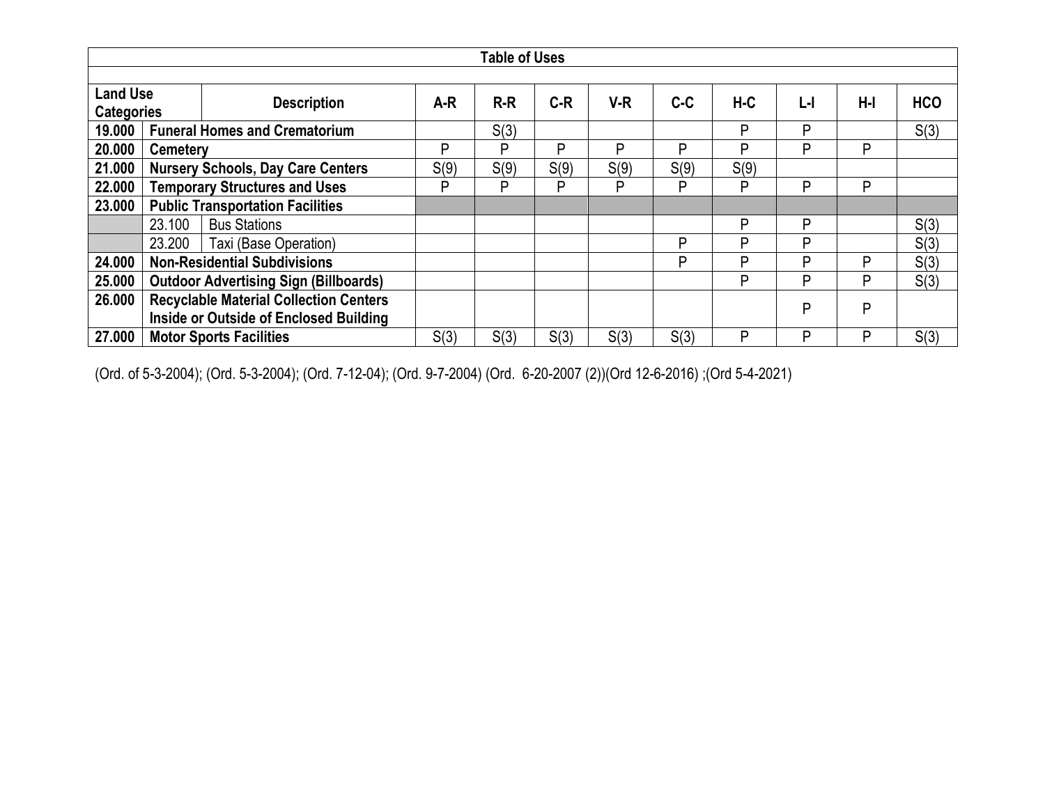| Table of Uses | | | | | | | | | | | |
|---|---|---|---|---|---|---|---|---|---|---|---|
| **Land Use Categories** | | **Description** | **A-R** | **R-R** | **C-R** | **V-R** | **C-C** | **H-C** | **L-I** | **H-I** | **HCO** |
| **19.000** | **Funeral Homes and Crematorium** | | | S(3) | | | | P | P | | S(3) |
| **20.000** | **Cemetery** | | P | P | P | P | P | P | P | P | |
| **21.000** | **Nursery Schools, Day Care Centers** | | S(9) | S(9) | S(9) | S(9) | S(9) | S(9) | | | |
| **22.000** | **Temporary Structures and Uses** | | P | P | P | P | P | P | P | P | |
| **23.000** | **Public Transportation Facilities** | | | | | | | | | | |
| | 23.100 | Bus Stations | | | | | | P | P | | S(3) |
| | 23.200 | Taxi (Base Operation) | | | | | P | P | P | | S(3) |
| **24.000** | **Non-Residential Subdivisions** | | | | | | P | P | P | P | S(3) |
| **25.000** | **Outdoor Advertising Sign (Billboards)** | | | | | | | P | P | P | S(3) |
| **26.000** | **Recyclable Material Collection Centers Inside or Outside of Enclosed Building** | | | | | | | | P | P | |
| **27.000** | **Motor Sports Facilities** | | S(3) | S(3) | S(3) | S(3) | S(3) | P | P | P | S(3) |

(Ord. of 5-3-2004); (Ord. 5-3-2004); (Ord. 7-12-04); (Ord. 9-7-2004) (Ord. 6-20-2007 (2))(Ord 12-6-2016) ;(Ord 5-4-2021)